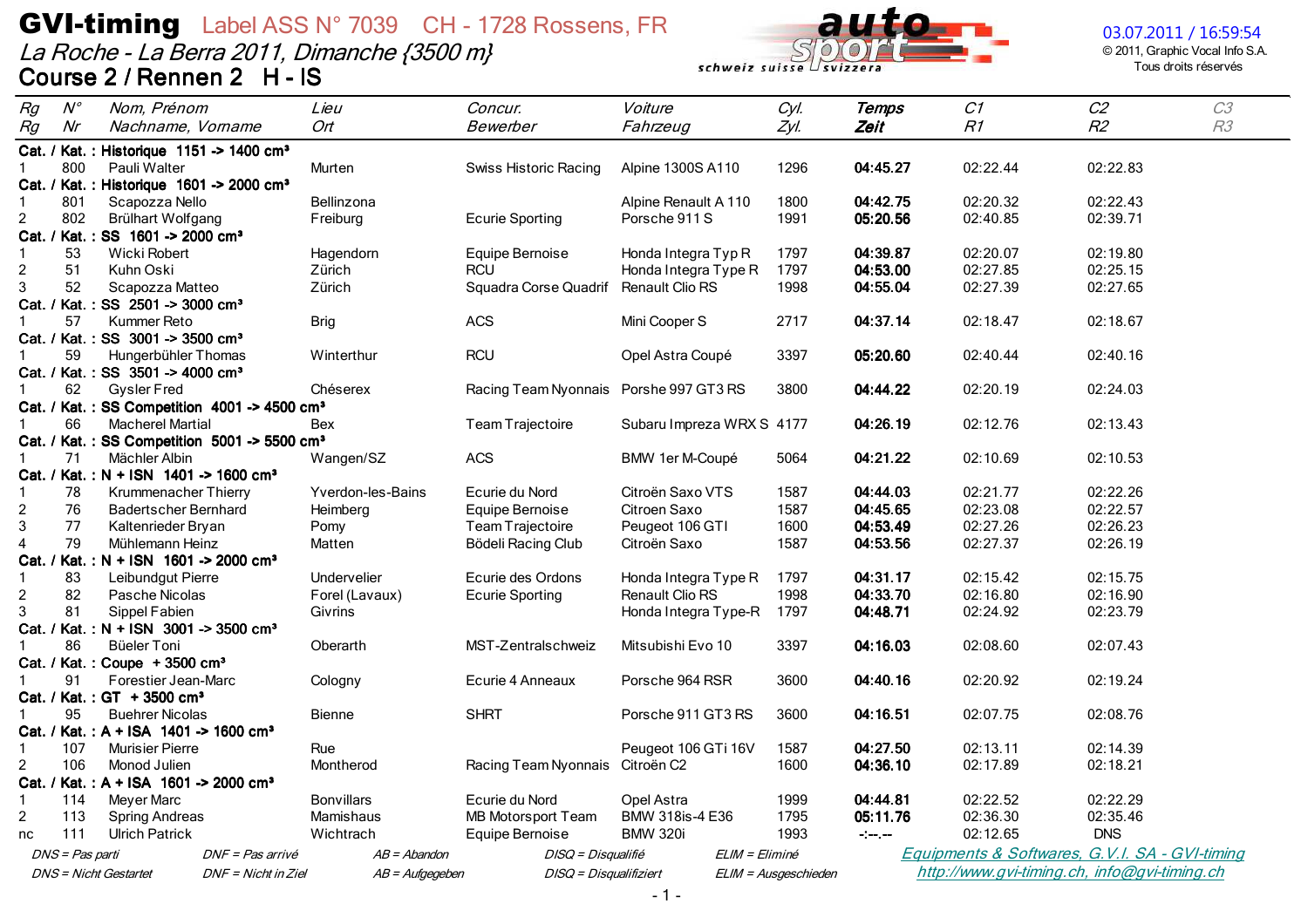# GVI-timing Label ASS N° 7039 CH - 1728 Rossens, FR

## La Roche - La Berra 2011, Dimanche {3500 m}

## Course 2 / Rennen 2 H - IS

03.07.2011 / 16:59:54
© 2011, Graphic Vocal Info S.A.
Tous droits réservés

| Rg<br>Rg | N°<br>Nr | Nom, Prénom<br>Nachname, Vorname | Lieu<br>Ort | Concur.<br>Bewerber | Voiture<br>Fahrzeug | Cyl.<br>Zyl. | Temps<br>Zeit | C1<br>R1 | C2<br>R2 | C3<br>R3 |
|---|---|---|---|---|---|---|---|---|---|---|
| **Cat. / Kat. : Historique 1151 -> 1400 cm³** | | | | | | | | | | |
| 1 | 800 | Pauli Walter | Murten | Swiss Historic Racing | Alpine 1300S A110 | 1296 | **04:45.27** | 02:22.44 | 02:22.83 | |
| **Cat. / Kat. : Historique 1601 -> 2000 cm³** | | | | | | | | | | |
| 1 | 801 | Scapozza Nello | Bellinzona | | Alpine Renault A 110 | 1800 | **04:42.75** | 02:20.32 | 02:22.43 | |
| 2 | 802 | Brülhart Wolfgang | Freiburg | Ecurie Sporting | Porsche 911 S | 1991 | **05:20.56** | 02:40.85 | 02:39.71 | |
| **Cat. / Kat. : SS 1601 -> 2000 cm³** | | | | | | | | | | |
| 1 | 53 | Wicki Robert | Hagendorn | Equipe Bernoise | Honda Integra Typ R | 1797 | **04:39.87** | 02:20.07 | 02:19.80 | |
| 2 | 51 | Kuhn Oski | Zürich | RCU | Honda Integra Type R | 1797 | **04:53.00** | 02:27.85 | 02:25.15 | |
| 3 | 52 | Scapozza Matteo | Zürich | Squadra Corse Quadrif | Renault Clio RS | 1998 | **04:55.04** | 02:27.39 | 02:27.65 | |
| **Cat. / Kat. : SS 2501 -> 3000 cm³** | | | | | | | | | | |
| 1 | 57 | Kummer Reto | Brig | ACS | Mini Cooper S | 2717 | **04:37.14** | 02:18.47 | 02:18.67 | |
| **Cat. / Kat. : SS 3001 -> 3500 cm³** | | | | | | | | | | |
| 1 | 59 | Hungerbühler Thomas | Winterthur | RCU | Opel Astra Coupé | 3397 | **05:20.60** | 02:40.44 | 02:40.16 | |
| **Cat. / Kat. : SS 3501 -> 4000 cm³** | | | | | | | | | | |
| 1 | 62 | Gysler Fred | Chéserex | Racing Team Nyonnais | Porshe 997 GT3 RS | 3800 | **04:44.22** | 02:20.19 | 02:24.03 | |
| **Cat. / Kat. : SS Competition 4001 -> 4500 cm³** | | | | | | | | | | |
| 1 | 66 | Macherel Martial | Bex | Team Trajectoire | Subaru Impreza WRX S | 4177 | **04:26.19** | 02:12.76 | 02:13.43 | |
| **Cat. / Kat. : SS Competition 5001 -> 5500 cm³** | | | | | | | | | | |
| 1 | 71 | Mächler Albin | Wangen/SZ | ACS | BMW 1er M-Coupé | 5064 | **04:21.22** | 02:10.69 | 02:10.53 | |
| **Cat. / Kat. : N + ISN 1401 -> 1600 cm³** | | | | | | | | | | |
| 1 | 78 | Krummenacher Thierry | Yverdon-les-Bains | Ecurie du Nord | Citroën Saxo VTS | 1587 | **04:44.03** | 02:21.77 | 02:22.26 | |
| 2 | 76 | Badertscher Bernhard | Heimberg | Equipe Bernoise | Citroen Saxo | 1587 | **04:45.65** | 02:23.08 | 02:22.57 | |
| 3 | 77 | Kaltenrieder Bryan | Pomy | Team Trajectoire | Peugeot 106 GTI | 1600 | **04:53.49** | 02:27.26 | 02:26.23 | |
| 4 | 79 | Mühlemann Heinz | Matten | Bödeli Racing Club | Citroën Saxo | 1587 | **04:53.56** | 02:27.37 | 02:26.19 | |
| **Cat. / Kat. : N + ISN 1601 -> 2000 cm³** | | | | | | | | | | |
| 1 | 83 | Leibundgut Pierre | Undervelier | Ecurie des Ordons | Honda Integra Type R | 1797 | **04:31.17** | 02:15.42 | 02:15.75 | |
| 2 | 82 | Pasche Nicolas | Forel (Lavaux) | Ecurie Sporting | Renault Clio RS | 1998 | **04:33.70** | 02:16.80 | 02:16.90 | |
| 3 | 81 | Sippel Fabien | Givrins | | Honda Integra Type-R | 1797 | **04:48.71** | 02:24.92 | 02:23.79 | |
| **Cat. / Kat. : N + ISN 3001 -> 3500 cm³** | | | | | | | | | | |
| 1 | 86 | Büeler Toni | Oberarth | MST-Zentralschweiz | Mitsubishi Evo 10 | 3397 | **04:16.03** | 02:08.60 | 02:07.43 | |
| **Cat. / Kat. : Coupe + 3500 cm³** | | | | | | | | | | |
| 1 | 91 | Forestier Jean-Marc | Cologny | Ecurie 4 Anneaux | Porsche 964 RSR | 3600 | **04:40.16** | 02:20.92 | 02:19.24 | |
| **Cat. / Kat. : GT + 3500 cm³** | | | | | | | | | | |
| 1 | 95 | Buehrer Nicolas | Bienne | SHRT | Porsche 911 GT3 RS | 3600 | **04:16.51** | 02:07.75 | 02:08.76 | |
| **Cat. / Kat. : A + ISA 1401 -> 1600 cm³** | | | | | | | | | | |
| 1 | 107 | Murisier Pierre | Rue | | Peugeot 106 GTi 16V | 1587 | **04:27.50** | 02:13.11 | 02:14.39 | |
| 2 | 106 | Monod Julien | Montherod | Racing Team Nyonnais | Citroën C2 | 1600 | **04:36.10** | 02:17.89 | 02:18.21 | |
| **Cat. / Kat. : A + ISA 1601 -> 2000 cm³** | | | | | | | | | | |
| 1 | 114 | Meyer Marc | Bonvillars | Ecurie du Nord | Opel Astra | 1999 | **04:44.81** | 02:22.52 | 02:22.29 | |
| 2 | 113 | Spring Andreas | Mamishaus | MB Motorsport Team | BMW 318is-4 E36 | 1795 | **05:11.76** | 02:36.30 | 02:35.46 | |
| nc | 111 | Ulrich Patrick | Wichtrach | Equipe Bernoise | BMW 320i | 1993 | **-:--.--** | 02:12.65 | DNS | |

*DNS = Pas parti* *DNF = Pas arrivé* *AB = Abandon* *DISQ = Disqualifié* *ELIM = Eliminé*
*DNS = Nicht Gestartet* *DNF = Nicht in Ziel* *AB = Aufgegeben* *DISQ = Disqualifiziert* *ELIM = Ausgeschieden*

Equipments & Softwares, G.V.I. SA - GVI-timing
http://www.gvi-timing.ch, info@gvi-timing.ch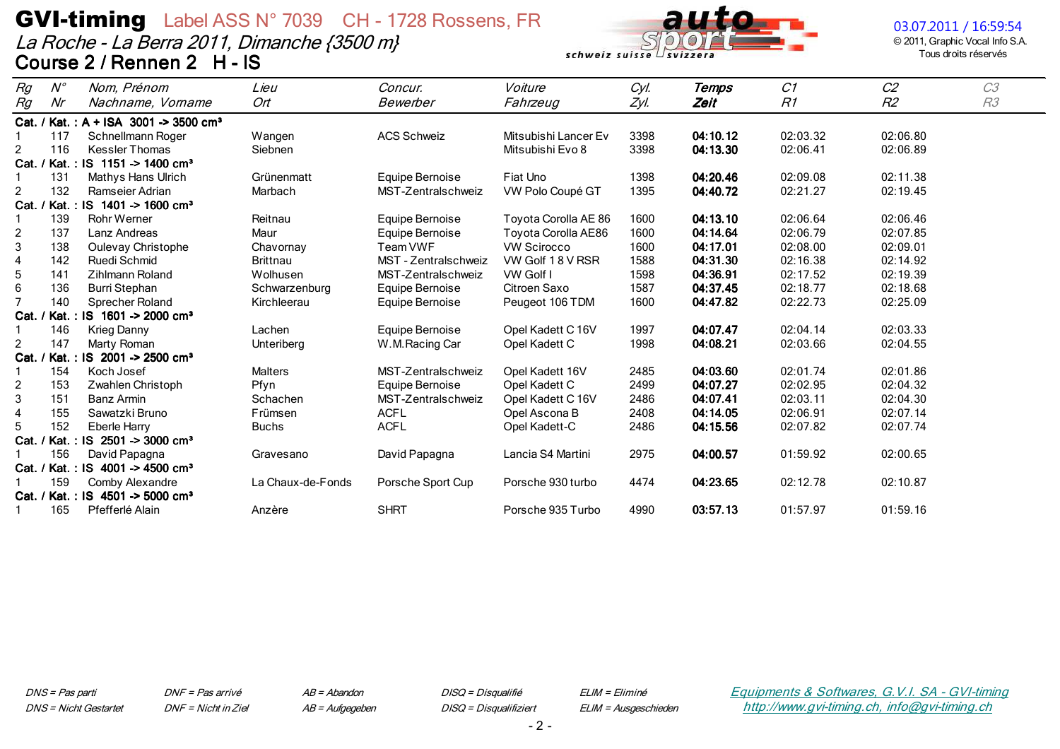# GVI-timing Label ASS N° 7039 CH - 1728 Rossens, FR

*La Roche - La Berra 2011, Dimanche {3500 m}*

## Course 2 / Rennen 2 H - IS

03.07.2011 / 16:59:54
© 2011, Graphic Vocal Info S.A.
Tous droits réservés

| *Rg* / *Rg* | *N°* / *Nr* | *Nom, Prénom* / *Nachname, Vorname* | *Lieu* / *Ort* | *Concur.* / *Bewerber* | *Voiture* / *Fahrzeug* | *Cyl.* / *Zyl.* | ***Temps*** / ***Zeit*** | *C1* / *R1* | *C2* / *R2* | *C3* / *R3* |
|---|---|---|---|---|---|---|---|---|---|---|
| **Cat. / Kat. : A + ISA 3001 -> 3500 cm³** | | | | | | | | | | |
| 1 | 117 | Schnellmann Roger | Wangen | ACS Schweiz | Mitsubishi Lancer Ev | 3398 | **04:10.12** | 02:03.32 | 02:06.80 | |
| 2 | 116 | Kessler Thomas | Siebnen | | Mitsubishi Evo 8 | 3398 | **04:13.30** | 02:06.41 | 02:06.89 | |
| **Cat. / Kat. : IS 1151 -> 1400 cm³** | | | | | | | | | | |
| 1 | 131 | Mathys Hans Ulrich | Grünenmatt | Equipe Bernoise | Fiat Uno | 1398 | **04:20.46** | 02:09.08 | 02:11.38 | |
| 2 | 132 | Ramseier Adrian | Marbach | MST-Zentralschweiz | VW Polo Coupé GT | 1395 | **04:40.72** | 02:21.27 | 02:19.45 | |
| **Cat. / Kat. : IS 1401 -> 1600 cm³** | | | | | | | | | | |
| 1 | 139 | Rohr Werner | Reitnau | Equipe Bernoise | Toyota Corolla AE 86 | 1600 | **04:13.10** | 02:06.64 | 02:06.46 | |
| 2 | 137 | Lanz Andreas | Maur | Equipe Bernoise | Toyota Corolla AE86 | 1600 | **04:14.64** | 02:06.79 | 02:07.85 | |
| 3 | 138 | Oulevay Christophe | Chavornay | Team VWF | VW Scirocco | 1600 | **04:17.01** | 02:08.00 | 02:09.01 | |
| 4 | 142 | Ruedi Schmid | Brittnau | MST - Zentralschweiz | VW Golf 1 8 V RSR | 1588 | **04:31.30** | 02:16.38 | 02:14.92 | |
| 5 | 141 | Zihlmann Roland | Wolhusen | MST-Zentralschweiz | VW Golf I | 1598 | **04:36.91** | 02:17.52 | 02:19.39 | |
| 6 | 136 | Burri Stephan | Schwarzenburg | Equipe Bernoise | Citroen Saxo | 1587 | **04:37.45** | 02:18.77 | 02:18.68 | |
| 7 | 140 | Sprecher Roland | Kirchleerau | Equipe Bernoise | Peugeot 106 TDM | 1600 | **04:47.82** | 02:22.73 | 02:25.09 | |
| **Cat. / Kat. : IS 1601 -> 2000 cm³** | | | | | | | | | | |
| 1 | 146 | Krieg Danny | Lachen | Equipe Bernoise | Opel Kadett C 16V | 1997 | **04:07.47** | 02:04.14 | 02:03.33 | |
| 2 | 147 | Marty Roman | Unteriberg | W.M.Racing Car | Opel Kadett C | 1998 | **04:08.21** | 02:03.66 | 02:04.55 | |
| **Cat. / Kat. : IS 2001 -> 2500 cm³** | | | | | | | | | | |
| 1 | 154 | Koch Josef | Malters | MST-Zentralschweiz | Opel Kadett 16V | 2485 | **04:03.60** | 02:01.74 | 02:01.86 | |
| 2 | 153 | Zwahlen Christoph | Pfyn | Equipe Bernoise | Opel Kadett C | 2499 | **04:07.27** | 02:02.95 | 02:04.32 | |
| 3 | 151 | Banz Armin | Schachen | MST-Zentralschweiz | Opel Kadett C 16V | 2486 | **04:07.41** | 02:03.11 | 02:04.30 | |
| 4 | 155 | Sawatzki Bruno | Frümsen | ACFL | Opel Ascona B | 2408 | **04:14.05** | 02:06.91 | 02:07.14 | |
| 5 | 152 | Eberle Harry | Buchs | ACFL | Opel Kadett-C | 2486 | **04:15.56** | 02:07.82 | 02:07.74 | |
| **Cat. / Kat. : IS 2501 -> 3000 cm³** | | | | | | | | | | |
| 1 | 156 | David Papagna | Gravesano | David Papagna | Lancia S4 Martini | 2975 | **04:00.57** | 01:59.92 | 02:00.65 | |
| **Cat. / Kat. : IS 4001 -> 4500 cm³** | | | | | | | | | | |
| 1 | 159 | Comby Alexandre | La Chaux-de-Fonds | Porsche Sport Cup | Porsche 930 turbo | 4474 | **04:23.65** | 02:12.78 | 02:10.87 | |
| **Cat. / Kat. : IS 4501 -> 5000 cm³** | | | | | | | | | | |
| 1 | 165 | Pfefferlé Alain | Anzère | SHRT | Porsche 935 Turbo | 4990 | **03:57.13** | 01:57.97 | 01:59.16 | |

*DNS = Pas parti* | *DNF = Pas arrivé* | *AB = Abandon* | *DISQ = Disqualifié* | *ELIM = Eliminé*

*DNS = Nicht Gestartet* | *DNF = Nicht in Ziel* | *AB = Aufgegeben* | *DISQ = Disqualifiziert* | *ELIM = Ausgeschieden*

*Equipments & Softwares, G.V.I. SA - GVI-timing*
*http://www.gvi-timing.ch, info@gvi-timing.ch*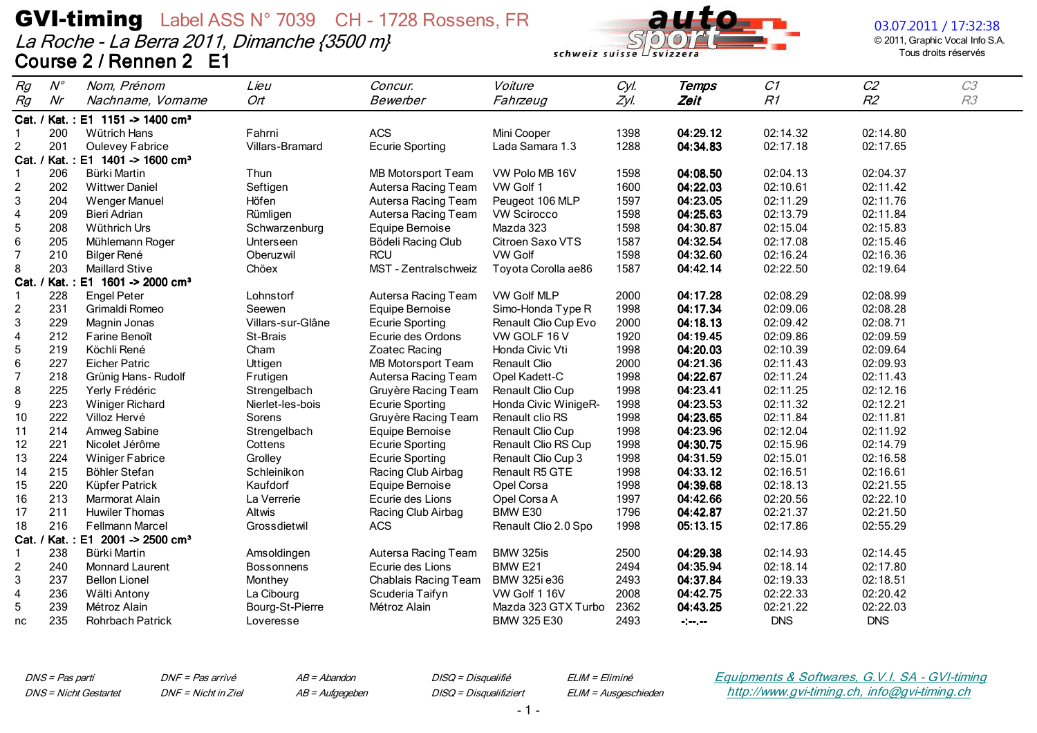# GVI-timing Label ASS N° 7039 CH - 1728 Rossens, FR

*La Roche - La Berra 2011, Dimanche {3500 m}*

**Course 2 / Rennen 2 E1**

03.07.2011 / 17:32:38
© 2011, Graphic Vocal Info S.A.
Tous droits réservés

| Rg<br>Rg | N°<br>Nr | Nom, Prénom<br>Nachname, Vorname | Lieu<br>Ort | Concur.<br>Bewerber | Voiture<br>Fahrzeug | Cyl.<br>Zyl. | Temps<br>Zeit | C1<br>R1 | C2<br>R2 | C3<br>R3 |
|---|---|---|---|---|---|---|---|---|---|---|
| **Cat. / Kat. : E1 1151 -> 1400 cm³** | | | | | | | | | | |
| 1 | 200 | Wütrich Hans | Fahrni | ACS | Mini Cooper | 1398 | **04:29.12** | 02:14.32 | 02:14.80 | |
| 2 | 201 | Oulevey Fabrice | Villars-Bramard | Ecurie Sporting | Lada Samara 1.3 | 1288 | **04:34.83** | 02:17.18 | 02:17.65 | |
| **Cat. / Kat. : E1 1401 -> 1600 cm³** | | | | | | | | | | |
| 1 | 206 | Bürki Martin | Thun | MB Motorsport Team | VW Polo MB 16V | 1598 | **04:08.50** | 02:04.13 | 02:04.37 | |
| 2 | 202 | Wittwer Daniel | Seftigen | Autersa Racing Team | VW Golf 1 | 1600 | **04:22.03** | 02:10.61 | 02:11.42 | |
| 3 | 204 | Wenger Manuel | Höfen | Autersa Racing Team | Peugeot 106 MLP | 1597 | **04:23.05** | 02:11.29 | 02:11.76 | |
| 4 | 209 | Bieri Adrian | Rümligen | Autersa Racing Team | VW Scirocco | 1598 | **04:25.63** | 02:13.79 | 02:11.84 | |
| 5 | 208 | Wüthrich Urs | Schwarzenburg | Equipe Bernoise | Mazda 323 | 1598 | **04:30.87** | 02:15.04 | 02:15.83 | |
| 6 | 205 | Mühlemann Roger | Unterseen | Bödeli Racing Club | Citroen Saxo VTS | 1587 | **04:32.54** | 02:17.08 | 02:15.46 | |
| 7 | 210 | Bilger René | Oberuzwil | RCU | VW Golf | 1598 | **04:32.60** | 02:16.24 | 02:16.36 | |
| 8 | 203 | Maillard Stive | Chöex | MST - Zentralschweiz | Toyota Corolla ae86 | 1587 | **04:42.14** | 02:22.50 | 02:19.64 | |
| **Cat. / Kat. : E1 1601 -> 2000 cm³** | | | | | | | | | | |
| 1 | 228 | Engel Peter | Lohnstorf | Autersa Racing Team | VW Golf MLP | 2000 | **04:17.28** | 02:08.29 | 02:08.99 | |
| 2 | 231 | Grimaldi Romeo | Seewen | Equipe Bernoise | Simo-Honda Type R | 1998 | **04:17.34** | 02:09.06 | 02:08.28 | |
| 3 | 229 | Magnin Jonas | Villars-sur-Glâne | Ecurie Sporting | Renault Clio Cup Evo | 2000 | **04:18.13** | 02:09.42 | 02:08.71 | |
| 4 | 212 | Farine Benoît | St-Brais | Ecurie des Ordons | VW GOLF 16 V | 1920 | **04:19.45** | 02:09.86 | 02:09.59 | |
| 5 | 219 | Köchli René | Cham | Zoatec Racing | Honda Civic Vti | 1998 | **04:20.03** | 02:10.39 | 02:09.64 | |
| 6 | 227 | Eicher Patric | Uttigen | MB Motorsport Team | Renault Clio | 2000 | **04:21.36** | 02:11.43 | 02:09.93 | |
| 7 | 218 | Grünig Hans- Rudolf | Frutigen | Autersa Racing Team | Opel Kadett-C | 1998 | **04:22.67** | 02:11.24 | 02:11.43 | |
| 8 | 225 | Yerly Frédéric | Strengelbach | Gruyère Racing Team | Renault Clio Cup | 1998 | **04:23.41** | 02:11.25 | 02:12.16 | |
| 9 | 223 | Winiger Richard | Nierlet-les-bois | Ecurie Sporting | Honda Civic WinigeR- | 1998 | **04:23.53** | 02:11.32 | 02:12.21 | |
| 10 | 222 | Villoz Hervé | Sorens | Gruyère Racing Team | Renault clio RS | 1998 | **04:23.65** | 02:11.84 | 02:11.81 | |
| 11 | 214 | Amweg Sabine | Strengelbach | Equipe Bernoise | Renault Clio Cup | 1998 | **04:23.96** | 02:12.04 | 02:11.92 | |
| 12 | 221 | Nicolet Jérôme | Cottens | Ecurie Sporting | Renault Clio RS Cup | 1998 | **04:30.75** | 02:15.96 | 02:14.79 | |
| 13 | 224 | Winiger Fabrice | Grolley | Ecurie Sporting | Renault Clio Cup 3 | 1998 | **04:31.59** | 02:15.01 | 02:16.58 | |
| 14 | 215 | Böhler Stefan | Schleinikon | Racing Club Airbag | Renault R5 GTE | 1998 | **04:33.12** | 02:16.51 | 02:16.61 | |
| 15 | 220 | Küpfer Patrick | Kaufdorf | Equipe Bernoise | Opel Corsa | 1998 | **04:39.68** | 02:18.13 | 02:21.55 | |
| 16 | 213 | Marmorat Alain | La Verrerie | Ecurie des Lions | Opel Corsa A | 1997 | **04:42.66** | 02:20.56 | 02:22.10 | |
| 17 | 211 | Huwiler Thomas | Altwis | Racing Club Airbag | BMW E30 | 1796 | **04:42.87** | 02:21.37 | 02:21.50 | |
| 18 | 216 | Fellmann Marcel | Grossdietwil | ACS | Renault Clio 2.0 Spo | 1998 | **05:13.15** | 02:17.86 | 02:55.29 | |
| **Cat. / Kat. : E1 2001 -> 2500 cm³** | | | | | | | | | | |
| 1 | 238 | Bürki Martin | Amsoldingen | Autersa Racing Team | BMW 325is | 2500 | **04:29.38** | 02:14.93 | 02:14.45 | |
| 2 | 240 | Monnard Laurent | Bossonnens | Ecurie des Lions | BMW E21 | 2494 | **04:35.94** | 02:18.14 | 02:17.80 | |
| 3 | 237 | Bellon Lionel | Monthey | Chablais Racing Team | BMW 325i e36 | 2493 | **04:37.84** | 02:19.33 | 02:18.51 | |
| 4 | 236 | Wälti Antony | La Cibourg | Scuderia Taifyn | VW Golf 1 16V | 2008 | **04:42.75** | 02:22.33 | 02:20.42 | |
| 5 | 239 | Métroz Alain | Bourg-St-Pierre | Métroz Alain | Mazda 323 GTX Turbo | 2362 | **04:43.25** | 02:21.22 | 02:22.03 | |
| nc | 235 | Rohrbach Patrick | Loveresse | | BMW 325 E30 | 2493 | **-:--.--** | DNS | DNS | |

*DNS = Pas parti* *DNF = Pas arrivé* *AB = Abandon* *DISQ = Disqualifié* *ELIM = Eliminé*
*DNS = Nicht Gestartet* *DNF = Nicht in Ziel* *AB = Aufgegeben* *DISQ = Disqualifiziert* *ELIM = Ausgeschieden*

Equipments & Softwares, G.V.I. SA - GVI-timing
http://www.gvi-timing.ch, info@gvi-timing.ch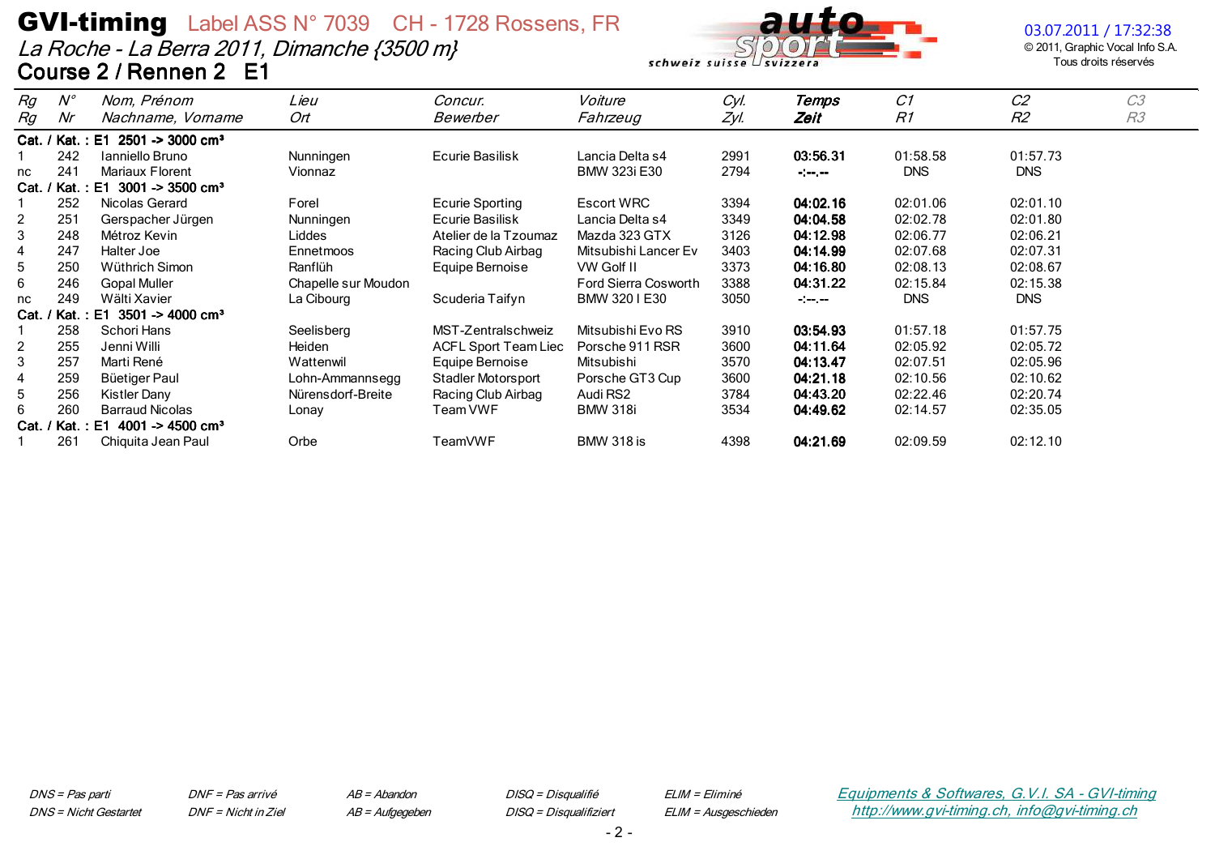# GVI-timing Label ASS N° 7039 CH - 1728 Rossens, FR

*La Roche - La Berra 2011, Dimanche {3500 m}*

## Course 2 / Rennen 2 E1

03.07.2011 / 17:32:38
© 2011, Graphic Vocal Info S.A.
Tous droits réservés

| *Rg* *Rg* | *N°* *Nr* | *Nom, Prénom* *Nachname, Vorname* | *Lieu* *Ort* | *Concur.* *Bewerber* | *Voiture* *Fahrzeug* | *Cyl.* *Zyl.* | ***Temps*** ***Zeit*** | *C1* *R1* | *C2* *R2* | *C3* *R3* |
|---|---|---|---|---|---|---|---|---|---|---|
| **Cat. / Kat. : E1 2501 -> 3000 cm³** | | | | | | | | | | |
| 1 | 242 | Ianniello Bruno | Nunningen | Ecurie Basilisk | Lancia Delta s4 | 2991 | **03:56.31** | 01:58.58 | 01:57.73 | |
| nc | 241 | Mariaux Florent | Vionnaz | | BMW 323i E30 | 2794 | **-:--.--** | DNS | DNS | |
| **Cat. / Kat. : E1 3001 -> 3500 cm³** | | | | | | | | | | |
| 1 | 252 | Nicolas Gerard | Forel | Ecurie Sporting | Escort WRC | 3394 | **04:02.16** | 02:01.06 | 02:01.10 | |
| 2 | 251 | Gerspacher Jürgen | Nunningen | Ecurie Basilisk | Lancia Delta s4 | 3349 | **04:04.58** | 02:02.78 | 02:01.80 | |
| 3 | 248 | Métroz Kevin | Liddes | Atelier de la Tzoumaz | Mazda 323 GTX | 3126 | **04:12.98** | 02:06.77 | 02:06.21 | |
| 4 | 247 | Halter Joe | Ennetmoos | Racing Club Airbag | Mitsubishi Lancer Ev | 3403 | **04:14.99** | 02:07.68 | 02:07.31 | |
| 5 | 250 | Wüthrich Simon | Ranflüh | Equipe Bernoise | VW Golf II | 3373 | **04:16.80** | 02:08.13 | 02:08.67 | |
| 6 | 246 | Gopal Muller | Chapelle sur Moudon | | Ford Sierra Cosworth | 3388 | **04:31.22** | 02:15.84 | 02:15.38 | |
| nc | 249 | Wälti Xavier | La Cibourg | Scuderia Taifyn | BMW 320 I E30 | 3050 | **-:--.--** | DNS | DNS | |
| **Cat. / Kat. : E1 3501 -> 4000 cm³** | | | | | | | | | | |
| 1 | 258 | Schori Hans | Seelisberg | MST-Zentralschweiz | Mitsubishi Evo RS | 3910 | **03:54.93** | 01:57.18 | 01:57.75 | |
| 2 | 255 | Jenni Willi | Heiden | ACFL Sport Team Liec | Porsche 911 RSR | 3600 | **04:11.64** | 02:05.92 | 02:05.72 | |
| 3 | 257 | Marti René | Wattenwil | Equipe Bernoise | Mitsubishi | 3570 | **04:13.47** | 02:07.51 | 02:05.96 | |
| 4 | 259 | Büetiger Paul | Lohn-Ammannsegg | Stadler Motorsport | Porsche GT3 Cup | 3600 | **04:21.18** | 02:10.56 | 02:10.62 | |
| 5 | 256 | Kistler Dany | Nürensdorf-Breite | Racing Club Airbag | Audi RS2 | 3784 | **04:43.20** | 02:22.46 | 02:20.74 | |
| 6 | 260 | Barraud Nicolas | Lonay | Team VWF | BMW 318i | 3534 | **04:49.62** | 02:14.57 | 02:35.05 | |
| **Cat. / Kat. : E1 4001 -> 4500 cm³** | | | | | | | | | | |
| 1 | 261 | Chiquita Jean Paul | Orbe | TeamVWF | BMW 318 is | 4398 | **04:21.69** | 02:09.59 | 02:12.10 | |

*DNS = Pas parti* — *DNS = Nicht Gestartet*
*DNF = Pas arrivé* — *DNF = Nicht in Ziel*
*AB = Abandon* — *AB = Aufgegeben*
*DISQ = Disqualifié* — *DISQ = Disqualifiziert*
*ELIM = Eliminé* — *ELIM = Ausgeschieden*

*Equipments & Softwares, G.V.I. SA - GVI-timing*
*http://www.gvi-timing.ch, info@gvi-timing.ch*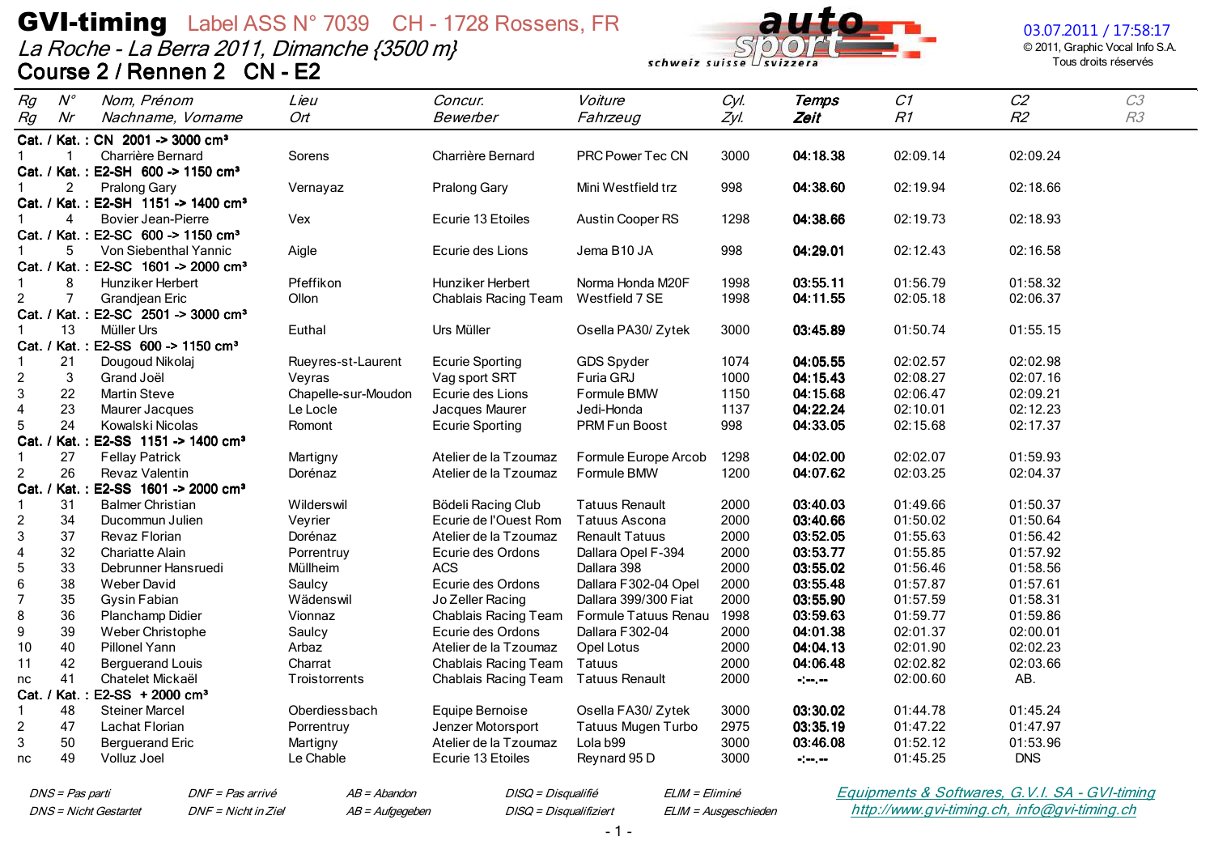# GVI-timing Label ASS N° 7039 CH - 1728 Rossens, FR

*La Roche - La Berra 2011, Dimanche {3500 m}*

03.07.2011 / 17:58:17

© 2011, Graphic Vocal Info S.A.
Tous droits réservés

## Course 2 / Rennen 2 CN - E2

| Rg<br>Rg | N°<br>Nr | Nom, Prénom<br>Nachname, Vorname | Lieu<br>Ort | Concur.<br>Bewerber | Voiture<br>Fahrzeug | Cyl.<br>Zyl. | Temps<br>Zeit | C1<br>R1 | C2<br>R2 | C3<br>R3 |
|---|---|---|---|---|---|---|---|---|---|---|
| **Cat. / Kat. : CN 2001 -> 3000 cm³** | | | | | | | | | | |
| 1 | 1 | Charrière Bernard | Sorens | Charrière Bernard | PRC Power Tec CN | 3000 | **04:18.38** | 02:09.14 | 02:09.24 | |
| **Cat. / Kat. : E2-SH 600 -> 1150 cm³** | | | | | | | | | | |
| 1 | 2 | Pralong Gary | Vernayaz | Pralong Gary | Mini Westfield trz | 998 | **04:38.60** | 02:19.94 | 02:18.66 | |
| **Cat. / Kat. : E2-SH 1151 -> 1400 cm³** | | | | | | | | | | |
| 1 | 4 | Bovier Jean-Pierre | Vex | Ecurie 13 Etoiles | Austin Cooper RS | 1298 | **04:38.66** | 02:19.73 | 02:18.93 | |
| **Cat. / Kat. : E2-SC 600 -> 1150 cm³** | | | | | | | | | | |
| 1 | 5 | Von Siebenthal Yannic | Aigle | Ecurie des Lions | Jema B10 JA | 998 | **04:29.01** | 02:12.43 | 02:16.58 | |
| **Cat. / Kat. : E2-SC 1601 -> 2000 cm³** | | | | | | | | | | |
| 1 | 8 | Hunziker Herbert | Pfeffikon | Hunziker Herbert | Norma Honda M20F | 1998 | **03:55.11** | 01:56.79 | 01:58.32 | |
| 2 | 7 | Grandjean Eric | Ollon | Chablais Racing Team | Westfield 7 SE | 1998 | **04:11.55** | 02:05.18 | 02:06.37 | |
| **Cat. / Kat. : E2-SC 2501 -> 3000 cm³** | | | | | | | | | | |
| 1 | 13 | Müller Urs | Euthal | Urs Müller | Osella PA30/ Zytek | 3000 | **03:45.89** | 01:50.74 | 01:55.15 | |
| **Cat. / Kat. : E2-SS 600 -> 1150 cm³** | | | | | | | | | | |
| 1 | 21 | Dougoud Nikolaj | Rueyres-st-Laurent | Ecurie Sporting | GDS Spyder | 1074 | **04:05.55** | 02:02.57 | 02:02.98 | |
| 2 | 3 | Grand Joël | Veyras | Vag sport SRT | Furia GRJ | 1000 | **04:15.43** | 02:08.27 | 02:07.16 | |
| 3 | 22 | Martin Steve | Chapelle-sur-Moudon | Ecurie des Lions | Formule BMW | 1150 | **04:15.68** | 02:06.47 | 02:09.21 | |
| 4 | 23 | Maurer Jacques | Le Locle | Jacques Maurer | Jedi-Honda | 1137 | **04:22.24** | 02:10.01 | 02:12.23 | |
| 5 | 24 | Kowalski Nicolas | Romont | Ecurie Sporting | PRM Fun Boost | 998 | **04:33.05** | 02:15.68 | 02:17.37 | |
| **Cat. / Kat. : E2-SS 1151 -> 1400 cm³** | | | | | | | | | | |
| 1 | 27 | Fellay Patrick | Martigny | Atelier de la Tzoumaz | Formule Europe Arcob | 1298 | **04:02.00** | 02:02.07 | 01:59.93 | |
| 2 | 26 | Revaz Valentin | Dorénaz | Atelier de la Tzoumaz | Formule BMW | 1200 | **04:07.62** | 02:03.25 | 02:04.37 | |
| **Cat. / Kat. : E2-SS 1601 -> 2000 cm³** | | | | | | | | | | |
| 1 | 31 | Balmer Christian | Wilderswil | Bödeli Racing Club | Tatuus Renault | 2000 | **03:40.03** | 01:49.66 | 01:50.37 | |
| 2 | 34 | Ducommun Julien | Veyrier | Ecurie de l'Ouest Rom | Tatuus Ascona | 2000 | **03:40.66** | 01:50.02 | 01:50.64 | |
| 3 | 37 | Revaz Florian | Dorénaz | Atelier de la Tzoumaz | Renault Tatuus | 2000 | **03:52.05** | 01:55.63 | 01:56.42 | |
| 4 | 32 | Chariatte Alain | Porrentruy | Ecurie des Ordons | Dallara Opel F-394 | 2000 | **03:53.77** | 01:55.85 | 01:57.92 | |
| 5 | 33 | Debrunner Hansruedi | Müllheim | ACS | Dallara 398 | 2000 | **03:55.02** | 01:56.46 | 01:58.56 | |
| 6 | 38 | Weber David | Saulcy | Ecurie des Ordons | Dallara F302-04 Opel | 2000 | **03:55.48** | 01:57.87 | 01:57.61 | |
| 7 | 35 | Gysin Fabian | Wädenswil | Jo Zeller Racing | Dallara 399/300 Fiat | 2000 | **03:55.90** | 01:57.59 | 01:58.31 | |
| 8 | 36 | Planchamp Didier | Vionnaz | Chablais Racing Team | Formule Tatuus Renau | 1998 | **03:59.63** | 01:59.77 | 01:59.86 | |
| 9 | 39 | Weber Christophe | Saulcy | Ecurie des Ordons | Dallara F302-04 | 2000 | **04:01.38** | 02:01.37 | 02:00.01 | |
| 10 | 40 | Pillonel Yann | Arbaz | Atelier de la Tzoumaz | Opel Lotus | 2000 | **04:04.13** | 02:01.90 | 02:02.23 | |
| 11 | 42 | Berguerand Louis | Charrat | Chablais Racing Team | Tatuus | 2000 | **04:06.48** | 02:02.82 | 02:03.66 | |
| nc | 41 | Chatelet Mickaël | Troistorrents | Chablais Racing Team | Tatuus Renault | 2000 | **-:--.--** | 02:00.60 | AB. | |
| **Cat. / Kat. : E2-SS + 2000 cm³** | | | | | | | | | | |
| 1 | 48 | Steiner Marcel | Oberdiessbach | Equipe Bernoise | Osella FA30/ Zytek | 3000 | **03:30.02** | 01:44.78 | 01:45.24 | |
| 2 | 47 | Lachat Florian | Porrentruy | Jenzer Motorsport | Tatuus Mugen Turbo | 2975 | **03:35.19** | 01:47.22 | 01:47.97 | |
| 3 | 50 | Berguerand Eric | Martigny | Atelier de la Tzoumaz | Lola b99 | 3000 | **03:46.08** | 01:52.12 | 01:53.96 | |
| nc | 49 | Volluz Joel | Le Chable | Ecurie 13 Etoiles | Reynard 95 D | 3000 | **-:--.--** | 01:45.25 | DNS | |

*DNS = Pas parti* — *DNS = Nicht Gestartet*
*DNF = Pas arrivé* — *DNF = Nicht in Ziel*
*AB = Abandon* — *AB = Aufgegeben*
*DISQ = Disqualifié* — *DISQ = Disqualifiziert*
*ELIM = Eliminé* — *ELIM = Ausgeschieden*

Equipments & Softwares, G.V.I. SA - GVI-timing
http://www.gvi-timing.ch, info@gvi-timing.ch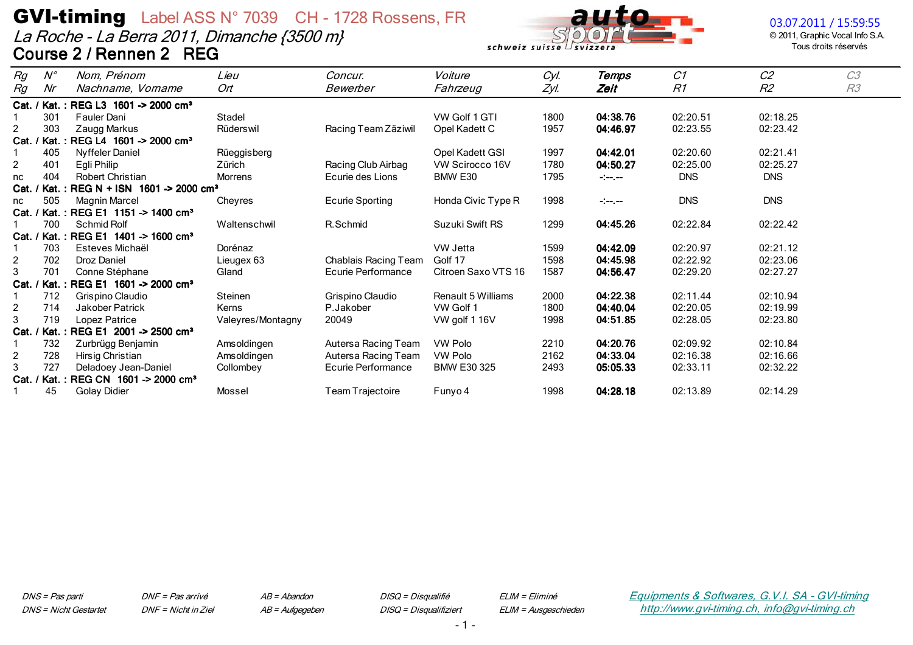# GVI-timing Label ASS N° 7039 CH - 1728 Rossens, FR

*La Roche - La Berra 2011, Dimanche {3500 m}*

## Course 2 / Rennen 2 REG

03.07.2011 / 15:59:55
© 2011, Graphic Vocal Info S.A.
Tous droits réservés

| *Rg* *Rg* | *N°* *Nr* | *Nom, Prénom* *Nachname, Vorname* | *Lieu* *Ort* | *Concur.* *Bewerber* | *Voiture* *Fahrzeug* | *Cyl.* *Zyl.* | ***Temps*** ***Zeit*** | *C1* *R1* | *C2* *R2* | *C3* *R3* |
|---|---|---|---|---|---|---|---|---|---|---|
| **Cat. / Kat. : REG L3 1601 -> 2000 cm³** | | | | | | | | | | |
| 1 | 301 | Fauler Dani | Stadel | | VW Golf 1 GTI | 1800 | **04:38.76** | 02:20.51 | 02:18.25 | |
| 2 | 303 | Zaugg Markus | Rüderswil | Racing Team Zäziwil | Opel Kadett C | 1957 | **04:46.97** | 02:23.55 | 02:23.42 | |
| **Cat. / Kat. : REG L4 1601 -> 2000 cm³** | | | | | | | | | | |
| 1 | 405 | Nyffeler Daniel | Rüeggisberg | | Opel Kadett GSI | 1997 | **04:42.01** | 02:20.60 | 02:21.41 | |
| 2 | 401 | Egli Philip | Zürich | Racing Club Airbag | VW Scirocco 16V | 1780 | **04:50.27** | 02:25.00 | 02:25.27 | |
| nc | 404 | Robert Christian | Morrens | Ecurie des Lions | BMW E30 | 1795 | -:--.-- | DNS | DNS | |
| **Cat. / Kat. : REG N + ISN 1601 -> 2000 cm³** | | | | | | | | | | |
| nc | 505 | Magnin Marcel | Cheyres | Ecurie Sporting | Honda Civic Type R | 1998 | -:--.-- | DNS | DNS | |
| **Cat. / Kat. : REG E1 1151 -> 1400 cm³** | | | | | | | | | | |
| 1 | 700 | Schmid Rolf | Waltenschwil | R.Schmid | Suzuki Swift RS | 1299 | **04:45.26** | 02:22.84 | 02:22.42 | |
| **Cat. / Kat. : REG E1 1401 -> 1600 cm³** | | | | | | | | | | |
| 1 | 703 | Esteves Michaël | Dorénaz | | VW Jetta | 1599 | **04:42.09** | 02:20.97 | 02:21.12 | |
| 2 | 702 | Droz Daniel | Lieugex 63 | Chablais Racing Team | Golf 17 | 1598 | **04:45.98** | 02:22.92 | 02:23.06 | |
| 3 | 701 | Conne Stéphane | Gland | Ecurie Performance | Citroen Saxo VTS 16 | 1587 | **04:56.47** | 02:29.20 | 02:27.27 | |
| **Cat. / Kat. : REG E1 1601 -> 2000 cm³** | | | | | | | | | | |
| 1 | 712 | Grispino Claudio | Steinen | Grispino Claudio | Renault 5 Williams | 2000 | **04:22.38** | 02:11.44 | 02:10.94 | |
| 2 | 714 | Jakober Patrick | Kerns | P.Jakober | VW Golf 1 | 1800 | **04:40.04** | 02:20.05 | 02:19.99 | |
| 3 | 719 | Lopez Patrice | Valeyres/Montagny | 20049 | VW golf 1 16V | 1998 | **04:51.85** | 02:28.05 | 02:23.80 | |
| **Cat. / Kat. : REG E1 2001 -> 2500 cm³** | | | | | | | | | | |
| 1 | 732 | Zurbrügg Benjamin | Amsoldingen | Autersa Racing Team | VW Polo | 2210 | **04:20.76** | 02:09.92 | 02:10.84 | |
| 2 | 728 | Hirsig Christian | Amsoldingen | Autersa Racing Team | VW Polo | 2162 | **04:33.04** | 02:16.38 | 02:16.66 | |
| 3 | 727 | Deladoey Jean-Daniel | Collombey | Ecurie Performance | BMW E30 325 | 2493 | **05:05.33** | 02:33.11 | 02:32.22 | |
| **Cat. / Kat. : REG CN 1601 -> 2000 cm³** | | | | | | | | | | |
| 1 | 45 | Golay Didier | Mossel | Team Trajectoire | Funyo 4 | 1998 | **04:28.18** | 02:13.89 | 02:14.29 | |

*DNS = Pas parti* / *DNS = Nicht Gestartet* — *DNF = Pas arrivé* / *DNF = Nicht in Ziel* — *AB = Abandon* / *AB = Aufgegeben* — *DISQ = Disqualifié* / *DISQ = Disqualifiziert* — *ELIM = Eliminé* / *ELIM = Ausgeschieden*

*Equipments & Softwares, G.V.I. SA - GVI-timing*
*http://www.gvi-timing.ch, info@gvi-timing.ch*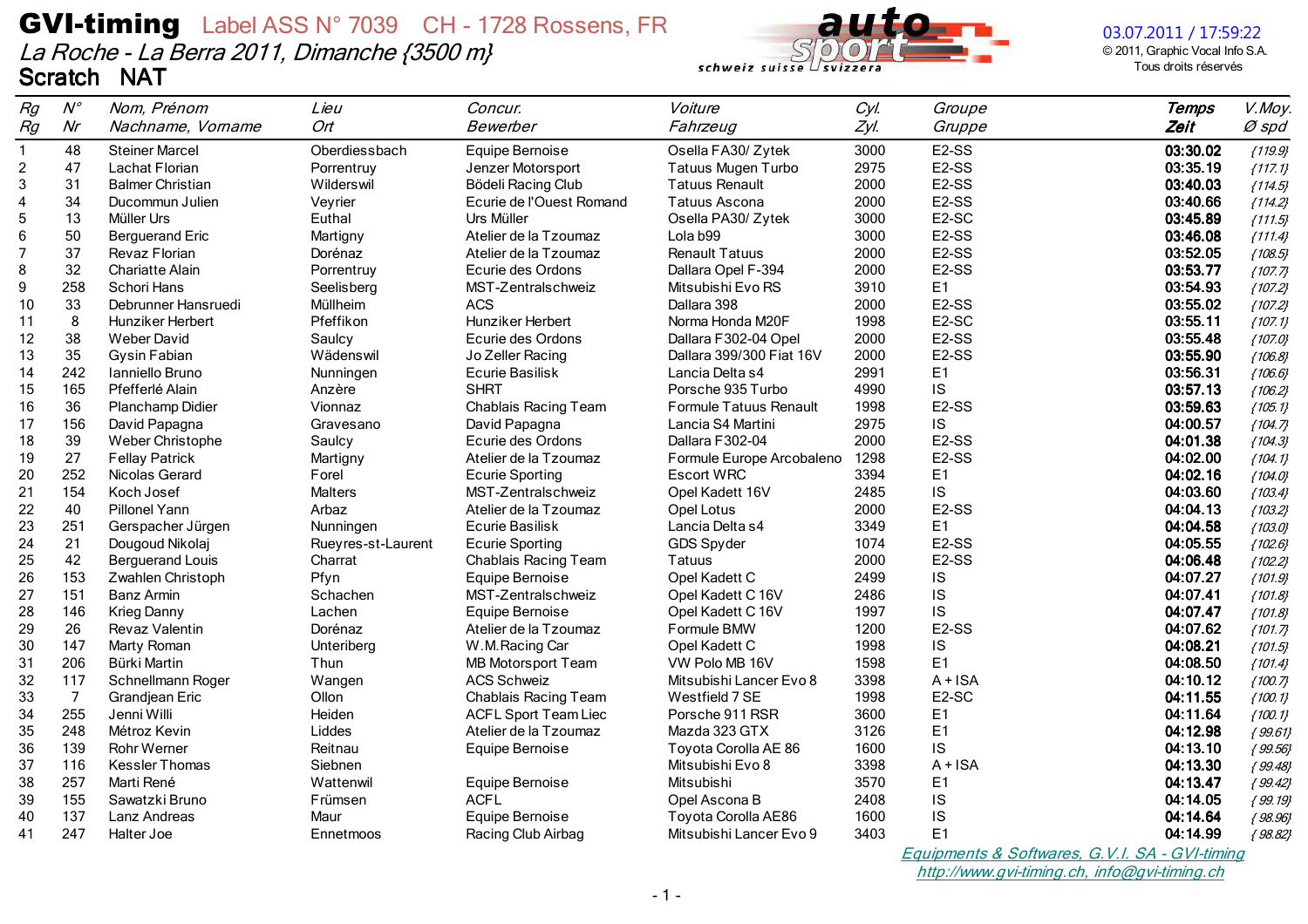# GVI-timing Label ASS N° 7039 CH - 1728 Rossens, FR

*La Roche - La Berra 2011, Dimanche {3500 m}*

**Scratch NAT**

03.07.2011 / 17:59:22
© 2011, Graphic Vocal Info S.A.
Tous droits réservés

| Rg / Rg | N° / Nr | Nom, Prénom / Nachname, Vorname | Lieu / Ort | Concur. / Bewerber | Voiture / Fahrzeug | Cyl. / Zyl. | Groupe / Gruppe | Temps / Zeit | V.Moy. / Ø spd |
|---|---|---|---|---|---|---|---|---|---|
| 1 | 48 | Steiner Marcel | Oberdiessbach | Equipe Bernoise | Osella FA30/ Zytek | 3000 | E2-SS | **03:30.02** | {119.9} |
| 2 | 47 | Lachat Florian | Porrentruy | Jenzer Motorsport | Tatuus Mugen Turbo | 2975 | E2-SS | **03:35.19** | {117.1} |
| 3 | 31 | Balmer Christian | Wilderswil | Bödeli Racing Club | Tatuus Renault | 2000 | E2-SS | **03:40.03** | {114.5} |
| 4 | 34 | Ducommun Julien | Veyrier | Ecurie de l'Ouest Romand | Tatuus Ascona | 2000 | E2-SS | **03:40.66** | {114.2} |
| 5 | 13 | Müller Urs | Euthal | Urs Müller | Osella PA30/ Zytek | 3000 | E2-SC | **03:45.89** | {111.5} |
| 6 | 50 | Berguerand Eric | Martigny | Atelier de la Tzoumaz | Lola b99 | 3000 | E2-SS | **03:46.08** | {111.4} |
| 7 | 37 | Revaz Florian | Dorénaz | Atelier de la Tzoumaz | Renault Tatuus | 2000 | E2-SS | **03:52.05** | {108.5} |
| 8 | 32 | Chariatte Alain | Porrentruy | Ecurie des Ordons | Dallara Opel F-394 | 2000 | E2-SS | **03:53.77** | {107.7} |
| 9 | 258 | Schori Hans | Seelisberg | MST-Zentralschweiz | Mitsubishi Evo RS | 3910 | E1 | **03:54.93** | {107.2} |
| 10 | 33 | Debrunner Hansruedi | Müllheim | ACS | Dallara 398 | 2000 | E2-SS | **03:55.02** | {107.2} |
| 11 | 8 | Hunziker Herbert | Pfeffikon | Hunziker Herbert | Norma Honda M20F | 1998 | E2-SC | **03:55.11** | {107.1} |
| 12 | 38 | Weber David | Saulcy | Ecurie des Ordons | Dallara F302-04 Opel | 2000 | E2-SS | **03:55.48** | {107.0} |
| 13 | 35 | Gysin Fabian | Wädenswil | Jo Zeller Racing | Dallara 399/300 Fiat 16V | 2000 | E2-SS | **03:55.90** | {106.8} |
| 14 | 242 | Ianniello Bruno | Nunningen | Ecurie Basilisk | Lancia Delta s4 | 2991 | E1 | **03:56.31** | {106.6} |
| 15 | 165 | Pfefferlé Alain | Anzère | SHRT | Porsche 935 Turbo | 4990 | IS | **03:57.13** | {106.2} |
| 16 | 36 | Planchamp Didier | Vionnaz | Chablais Racing Team | Formule Tatuus Renault | 1998 | E2-SS | **03:59.63** | {105.1} |
| 17 | 156 | David Papagna | Gravesano | David Papagna | Lancia S4 Martini | 2975 | IS | **04:00.57** | {104.7} |
| 18 | 39 | Weber Christophe | Saulcy | Ecurie des Ordons | Dallara F302-04 | 2000 | E2-SS | **04:01.38** | {104.3} |
| 19 | 27 | Fellay Patrick | Martigny | Atelier de la Tzoumaz | Formule Europe Arcobaleno | 1298 | E2-SS | **04:02.00** | {104.1} |
| 20 | 252 | Nicolas Gerard | Forel | Ecurie Sporting | Escort WRC | 3394 | E1 | **04:02.16** | {104.0} |
| 21 | 154 | Koch Josef | Malters | MST-Zentralschweiz | Opel Kadett 16V | 2485 | IS | **04:03.60** | {103.4} |
| 22 | 40 | Pillonel Yann | Arbaz | Atelier de la Tzoumaz | Opel Lotus | 2000 | E2-SS | **04:04.13** | {103.2} |
| 23 | 251 | Gerspacher Jürgen | Nunningen | Ecurie Basilisk | Lancia Delta s4 | 3349 | E1 | **04:04.58** | {103.0} |
| 24 | 21 | Dougoud Nikolaj | Rueyres-st-Laurent | Ecurie Sporting | GDS Spyder | 1074 | E2-SS | **04:05.55** | {102.6} |
| 25 | 42 | Berguerand Louis | Charrat | Chablais Racing Team | Tatuus | 2000 | E2-SS | **04:06.48** | {102.2} |
| 26 | 153 | Zwahlen Christoph | Pfyn | Equipe Bernoise | Opel Kadett C | 2499 | IS | **04:07.27** | {101.9} |
| 27 | 151 | Banz Armin | Schachen | MST-Zentralschweiz | Opel Kadett C 16V | 2486 | IS | **04:07.41** | {101.8} |
| 28 | 146 | Krieg Danny | Lachen | Equipe Bernoise | Opel Kadett C 16V | 1997 | IS | **04:07.47** | {101.8} |
| 29 | 26 | Revaz Valentin | Dorénaz | Atelier de la Tzoumaz | Formule BMW | 1200 | E2-SS | **04:07.62** | {101.7} |
| 30 | 147 | Marty Roman | Unteriberg | W.M.Racing Car | Opel Kadett C | 1998 | IS | **04:08.21** | {101.5} |
| 31 | 206 | Bürki Martin | Thun | MB Motorsport Team | VW Polo MB 16V | 1598 | E1 | **04:08.50** | {101.4} |
| 32 | 117 | Schnellmann Roger | Wangen | ACS Schweiz | Mitsubishi Lancer Evo 8 | 3398 | A + ISA | **04:10.12** | {100.7} |
| 33 | 7 | Grandjean Eric | Ollon | Chablais Racing Team | Westfield 7 SE | 1998 | E2-SC | **04:11.55** | {100.1} |
| 34 | 255 | Jenni Willi | Heiden | ACFL Sport Team Liec | Porsche 911 RSR | 3600 | E1 | **04:11.64** | {100.1} |
| 35 | 248 | Métroz Kevin | Liddes | Atelier de la Tzoumaz | Mazda 323 GTX | 3126 | E1 | **04:12.98** | {99.61} |
| 36 | 139 | Rohr Werner | Reitnau | Equipe Bernoise | Toyota Corolla AE 86 | 1600 | IS | **04:13.10** | {99.56} |
| 37 | 116 | Kessler Thomas | Siebnen | | Mitsubishi Evo 8 | 3398 | A + ISA | **04:13.30** | {99.48} |
| 38 | 257 | Marti René | Wattenwil | Equipe Bernoise | Mitsubishi | 3570 | E1 | **04:13.47** | {99.42} |
| 39 | 155 | Sawatzki Bruno | Frümsen | ACFL | Opel Ascona B | 2408 | IS | **04:14.05** | {99.19} |
| 40 | 137 | Lanz Andreas | Maur | Equipe Bernoise | Toyota Corolla AE86 | 1600 | IS | **04:14.64** | {98.96} |
| 41 | 247 | Halter Joe | Ennetmoos | Racing Club Airbag | Mitsubishi Lancer Evo 9 | 3403 | E1 | **04:14.99** | {98.82} |

*Equipments & Softwares, G.V.I. SA - GVI-timing*
*http://www.gvi-timing.ch, info@gvi-timing.ch*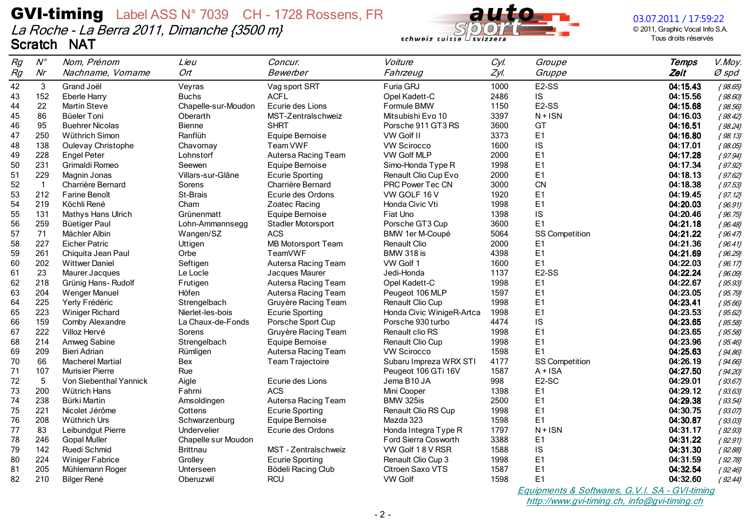# GVI-timing Label ASS N° 7039 CH - 1728 Rossens, FR

*La Roche - La Berra 2011, Dimanche {3500 m}*

**Scratch NAT**

03.07.2011 / 17:59:22
© 2011, Graphic Vocal Info S.A.
Tous droits réservés

| *Rg*<br>*Rg* | *N°*<br>*Nr* | *Nom, Prénom*<br>*Nachname, Vorname* | *Lieu*<br>*Ort* | *Concur.*<br>*Bewerber* | *Voiture*<br>*Fahrzeug* | *Cyl.*<br>*Zyl.* | *Groupe*<br>*Gruppe* | ***Temps***<br>***Zeit*** | *V.Moy.*<br>*Ø spd* |
|---|---|---|---|---|---|---|---|---|---|
| 42 | 3 | Grand Joël | Veyras | Vag sport SRT | Furia GRJ | 1000 | E2-SS | **04:15.43** | *{ 98.65}* |
| 43 | 152 | Eberle Harry | Buchs | ACFL | Opel Kadett-C | 2486 | IS | **04:15.56** | *{ 98.60}* |
| 44 | 22 | Martin Steve | Chapelle-sur-Moudon | Ecurie des Lions | Formule BMW | 1150 | E2-SS | **04:15.68** | *{ 98.56}* |
| 45 | 86 | Büeler Toni | Oberarth | MST-Zentralschweiz | Mitsubishi Evo 10 | 3397 | N + ISN | **04:16.03** | *{ 98.42}* |
| 46 | 95 | Buehrer Nicolas | Bienne | SHRT | Porsche 911 GT3 RS | 3600 | GT | **04:16.51** | *{ 98.24}* |
| 47 | 250 | Wüthrich Simon | Ranflüh | Equipe Bernoise | VW Golf II | 3373 | E1 | **04:16.80** | *{ 98.13}* |
| 48 | 138 | Oulevay Christophe | Chavornay | Team VWF | VW Scirocco | 1600 | IS | **04:17.01** | *{ 98.05}* |
| 49 | 228 | Engel Peter | Lohnstorf | Autersa Racing Team | VW Golf MLP | 2000 | E1 | **04:17.28** | *{ 97.94}* |
| 50 | 231 | Grimaldi Romeo | Seewen | Equipe Bernoise | Simo-Honda Type R | 1998 | E1 | **04:17.34** | *{ 97.92}* |
| 51 | 229 | Magnin Jonas | Villars-sur-Glâne | Ecurie Sporting | Renault Clio Cup Evo | 2000 | E1 | **04:18.13** | *{ 97.62}* |
| 52 | 1 | Charrière Bernard | Sorens | Charrière Bernard | PRC Power Tec CN | 3000 | CN | **04:18.38** | *{ 97.53}* |
| 53 | 212 | Farine Benoît | St-Brais | Ecurie des Ordons | VW GOLF 16 V | 1920 | E1 | **04:19.45** | *{ 97.12}* |
| 54 | 219 | Köchli René | Cham | Zoatec Racing | Honda Civic Vti | 1998 | E1 | **04:20.03** | *{ 96.91}* |
| 55 | 131 | Mathys Hans Ulrich | Grünenmatt | Equipe Bernoise | Fiat Uno | 1398 | IS | **04:20.46** | *{ 96.75}* |
| 56 | 259 | Büetiger Paul | Lohn-Ammannsegg | Stadler Motorsport | Porsche GT3 Cup | 3600 | E1 | **04:21.18** | *{ 96.48}* |
| 57 | 71 | Mächler Albin | Wangen/SZ | ACS | BMW 1er M-Coupé | 5064 | SS Competition | **04:21.22** | *{ 96.47}* |
| 58 | 227 | Eicher Patric | Uttigen | MB Motorsport Team | Renault Clio | 2000 | E1 | **04:21.36** | *{ 96.41}* |
| 59 | 261 | Chiquita Jean Paul | Orbe | TeamVWF | BMW 318 is | 4398 | E1 | **04:21.69** | *{ 96.29}* |
| 60 | 202 | Wittwer Daniel | Seftigen | Autersa Racing Team | VW Golf 1 | 1600 | E1 | **04:22.03** | *{ 96.17}* |
| 61 | 23 | Maurer Jacques | Le Locle | Jacques Maurer | Jedi-Honda | 1137 | E2-SS | **04:22.24** | *{ 96.09}* |
| 62 | 218 | Grünig Hans- Rudolf | Frutigen | Autersa Racing Team | Opel Kadett-C | 1998 | E1 | **04:22.67** | *{ 95.93}* |
| 63 | 204 | Wenger Manuel | Höfen | Autersa Racing Team | Peugeot 106 MLP | 1597 | E1 | **04:23.05** | *{ 95.79}* |
| 64 | 225 | Yerly Frédéric | Strengelbach | Gruyère Racing Team | Renault Clio Cup | 1998 | E1 | **04:23.41** | *{ 95.66}* |
| 65 | 223 | Winiger Richard | Nierlet-les-bois | Ecurie Sporting | Honda Civic WinigeR-Artca | 1998 | E1 | **04:23.53** | *{ 95.62}* |
| 66 | 159 | Comby Alexandre | La Chaux-de-Fonds | Porsche Sport Cup | Porsche 930 turbo | 4474 | IS | **04:23.65** | *{ 95.58}* |
| 67 | 222 | Villoz Hervé | Sorens | Gruyère Racing Team | Renault clio RS | 1998 | E1 | **04:23.65** | *{ 95.58}* |
| 68 | 214 | Amweg Sabine | Strengelbach | Equipe Bernoise | Renault Clio Cup | 1998 | E1 | **04:23.96** | *{ 95.46}* |
| 69 | 209 | Bieri Adrian | Rümligen | Autersa Racing Team | VW Scirocco | 1598 | E1 | **04:25.63** | *{ 94.86}* |
| 70 | 66 | Macherel Martial | Bex | Team Trajectoire | Subaru Impreza WRX STI | 4177 | SS Competition | **04:26.19** | *{ 94.66}* |
| 71 | 107 | Murisier Pierre | Rue | | Peugeot 106 GTi 16V | 1587 | A + ISA | **04:27.50** | *{ 94.20}* |
| 72 | 5 | Von Siebenthal Yannick | Aigle | Ecurie des Lions | Jema B10 JA | 998 | E2-SC | **04:29.01** | *{ 93.67}* |
| 73 | 200 | Wütrich Hans | Fahrni | ACS | Mini Cooper | 1398 | E1 | **04:29.12** | *{ 93.63}* |
| 74 | 238 | Bürki Martin | Amsoldingen | Autersa Racing Team | BMW 325is | 2500 | E1 | **04:29.38** | *{ 93.54}* |
| 75 | 221 | Nicolet Jérôme | Cottens | Ecurie Sporting | Renault Clio RS Cup | 1998 | E1 | **04:30.75** | *{ 93.07}* |
| 76 | 208 | Wüthrich Urs | Schwarzenburg | Equipe Bernoise | Mazda 323 | 1598 | E1 | **04:30.87** | *{ 93.03}* |
| 77 | 83 | Leibundgut Pierre | Undervelier | Ecurie des Ordons | Honda Integra Type R | 1797 | N + ISN | **04:31.17** | *{ 92.93}* |
| 78 | 246 | Gopal Muller | Chapelle sur Moudon | | Ford Sierra Cosworth | 3388 | E1 | **04:31.22** | *{ 92.91}* |
| 79 | 142 | Ruedi Schmid | Brittnau | MST - Zentralschweiz | VW Golf 1 8 V RSR | 1588 | IS | **04:31.30** | *{ 92.88}* |
| 80 | 224 | Winiger Fabrice | Grolley | Ecurie Sporting | Renault Clio Cup 3 | 1998 | E1 | **04:31.59** | *{ 92.78}* |
| 81 | 205 | Mühlemann Roger | Unterseen | Bödeli Racing Club | Citroen Saxo VTS | 1587 | E1 | **04:32.54** | *{ 92.46}* |
| 82 | 210 | Bilger René | Oberuzwil | RCU | VW Golf | 1598 | E1 | **04:32.60** | *{ 92.44}* |

*Equipments & Softwares, G.V.I. SA - GVI-timing*
*http://www.gvi-timing.ch, info@gvi-timing.ch*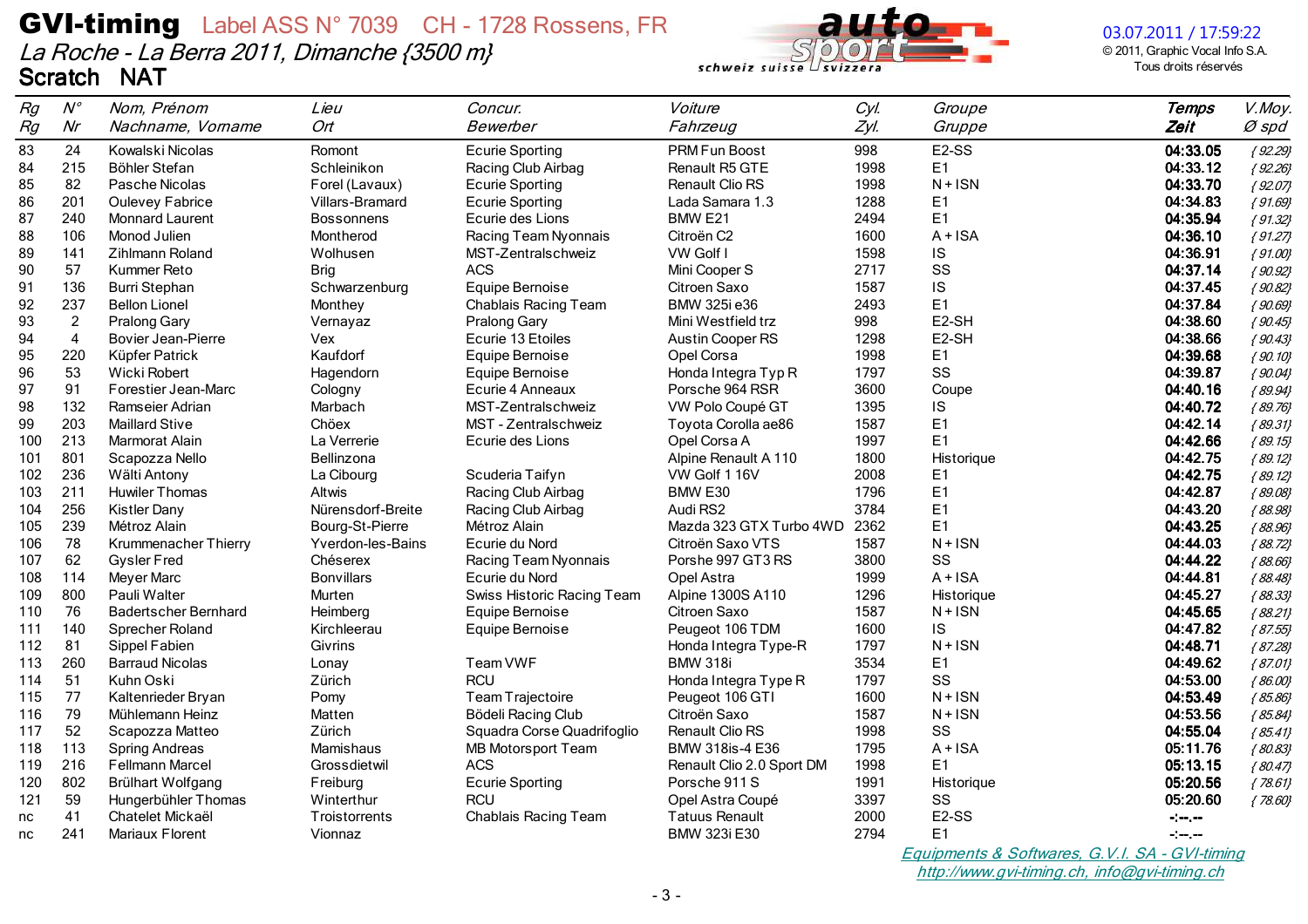# GVI-timing Label ASS N° 7039 CH - 1728 Rossens, FR

*La Roche - La Berra 2011, Dimanche {3500 m}*

**Scratch NAT**

03.07.2011 / 17:59:22
© 2011, Graphic Vocal Info S.A.
Tous droits réservés

| Rg / Rg | N° / Nr | Nom, Prénom / Nachname, Vorname | Lieu / Ort | Concur. / Bewerber | Voiture / Fahrzeug | Cyl. / Zyl. | Groupe / Gruppe | Temps / Zeit | V.Moy. / Ø spd |
|---|---|---|---|---|---|---|---|---|---|
| 83 | 24 | Kowalski Nicolas | Romont | Ecurie Sporting | PRM Fun Boost | 998 | E2-SS | **04:33.05** | {92.29} |
| 84 | 215 | Böhler Stefan | Schleinikon | Racing Club Airbag | Renault R5 GTE | 1998 | E1 | **04:33.12** | {92.26} |
| 85 | 82 | Pasche Nicolas | Forel (Lavaux) | Ecurie Sporting | Renault Clio RS | 1998 | N+ISN | **04:33.70** | {92.07} |
| 86 | 201 | Oulevey Fabrice | Villars-Bramard | Ecurie Sporting | Lada Samara 1.3 | 1288 | E1 | **04:34.83** | {91.69} |
| 87 | 240 | Monnard Laurent | Bossonnens | Ecurie des Lions | BMW E21 | 2494 | E1 | **04:35.94** | {91.32} |
| 88 | 106 | Monod Julien | Montherod | Racing Team Nyonnais | Citroën C2 | 1600 | A+ISA | **04:36.10** | {91.27} |
| 89 | 141 | Zihlmann Roland | Wolhusen | MST-Zentralschweiz | VW Golf I | 1598 | IS | **04:36.91** | {91.00} |
| 90 | 57 | Kummer Reto | Brig | ACS | Mini Cooper S | 2717 | SS | **04:37.14** | {90.92} |
| 91 | 136 | Burri Stephan | Schwarzenburg | Equipe Bernoise | Citroen Saxo | 1587 | IS | **04:37.45** | {90.82} |
| 92 | 237 | Bellon Lionel | Monthey | Chablais Racing Team | BMW 325i e36 | 2493 | E1 | **04:37.84** | {90.69} |
| 93 | 2 | Pralong Gary | Vernayaz | Pralong Gary | Mini Westfield trz | 998 | E2-SH | **04:38.60** | {90.45} |
| 94 | 4 | Bovier Jean-Pierre | Vex | Ecurie 13 Etoiles | Austin Cooper RS | 1298 | E2-SH | **04:38.66** | {90.43} |
| 95 | 220 | Küpfer Patrick | Kaufdorf | Equipe Bernoise | Opel Corsa | 1998 | E1 | **04:39.68** | {90.10} |
| 96 | 53 | Wicki Robert | Hagendorn | Equipe Bernoise | Honda Integra Typ R | 1797 | SS | **04:39.87** | {90.04} |
| 97 | 91 | Forestier Jean-Marc | Cologny | Ecurie 4 Anneaux | Porsche 964 RSR | 3600 | Coupe | **04:40.16** | {89.94} |
| 98 | 132 | Ramseier Adrian | Marbach | MST-Zentralschweiz | VW Polo Coupé GT | 1395 | IS | **04:40.72** | {89.76} |
| 99 | 203 | Maillard Stive | Chöex | MST - Zentralschweiz | Toyota Corolla ae86 | 1587 | E1 | **04:42.14** | {89.31} |
| 100 | 213 | Marmorat Alain | La Verrerie | Ecurie des Lions | Opel Corsa A | 1997 | E1 | **04:42.66** | {89.15} |
| 101 | 801 | Scapozza Nello | Bellinzona | | Alpine Renault A 110 | 1800 | Historique | **04:42.75** | {89.12} |
| 102 | 236 | Wälti Antony | La Cibourg | Scuderia Taifyn | VW Golf 1 16V | 2008 | E1 | **04:42.75** | {89.12} |
| 103 | 211 | Huwiler Thomas | Altwis | Racing Club Airbag | BMW E30 | 1796 | E1 | **04:42.87** | {89.08} |
| 104 | 256 | Kistler Dany | Nürensdorf-Breite | Racing Club Airbag | Audi RS2 | 3784 | E1 | **04:43.20** | {88.98} |
| 105 | 239 | Métroz Alain | Bourg-St-Pierre | Métroz Alain | Mazda 323 GTX Turbo 4WD | 2362 | E1 | **04:43.25** | {88.96} |
| 106 | 78 | Krummenacher Thierry | Yverdon-les-Bains | Ecurie du Nord | Citroën Saxo VTS | 1587 | N+ISN | **04:44.03** | {88.72} |
| 107 | 62 | Gysler Fred | Chéserex | Racing Team Nyonnais | Porshe 997 GT3 RS | 3800 | SS | **04:44.22** | {88.66} |
| 108 | 114 | Meyer Marc | Bonvillars | Ecurie du Nord | Opel Astra | 1999 | A+ISA | **04:44.81** | {88.48} |
| 109 | 800 | Pauli Walter | Murten | Swiss Historic Racing Team | Alpine 1300S A110 | 1296 | Historique | **04:45.27** | {88.33} |
| 110 | 76 | Badertscher Bernhard | Heimberg | Equipe Bernoise | Citroen Saxo | 1587 | N+ISN | **04:45.65** | {88.21} |
| 111 | 140 | Sprecher Roland | Kirchleerau | Equipe Bernoise | Peugeot 106 TDM | 1600 | IS | **04:47.82** | {87.55} |
| 112 | 81 | Sippel Fabien | Givrins | | Honda Integra Type-R | 1797 | N+ISN | **04:48.71** | {87.28} |
| 113 | 260 | Barraud Nicolas | Lonay | Team VWF | BMW 318i | 3534 | E1 | **04:49.62** | {87.01} |
| 114 | 51 | Kuhn Oski | Zürich | RCU | Honda Integra Type R | 1797 | SS | **04:53.00** | {86.00} |
| 115 | 77 | Kaltenrieder Bryan | Pomy | Team Trajectoire | Peugeot 106 GTI | 1600 | N+ISN | **04:53.49** | {85.86} |
| 116 | 79 | Mühlemann Heinz | Matten | Bödeli Racing Club | Citroën Saxo | 1587 | N+ISN | **04:53.56** | {85.84} |
| 117 | 52 | Scapozza Matteo | Zürich | Squadra Corse Quadrifoglio | Renault Clio RS | 1998 | SS | **04:55.04** | {85.41} |
| 118 | 113 | Spring Andreas | Mamishaus | MB Motorsport Team | BMW 318is-4 E36 | 1795 | A+ISA | **05:11.76** | {80.83} |
| 119 | 216 | Fellmann Marcel | Grossdietwil | ACS | Renault Clio 2.0 Sport DM | 1998 | E1 | **05:13.15** | {80.47} |
| 120 | 802 | Brülhart Wolfgang | Freiburg | Ecurie Sporting | Porsche 911 S | 1991 | Historique | **05:20.56** | {78.61} |
| 121 | 59 | Hungerbühler Thomas | Winterthur | RCU | Opel Astra Coupé | 3397 | SS | **05:20.60** | {78.60} |
| nc | 41 | Chatelet Mickaël | Troistorrents | Chablais Racing Team | Tatuus Renault | 2000 | E2-SS | **-:--.--** | |
| nc | 241 | Mariaux Florent | Vionnaz | | BMW 323i E30 | 2794 | E1 | -:--.-- | |

*Equipments & Softwares, G.V.I. SA - GVI-timing*
*http://www.gvi-timing.ch, info@gvi-timing.ch*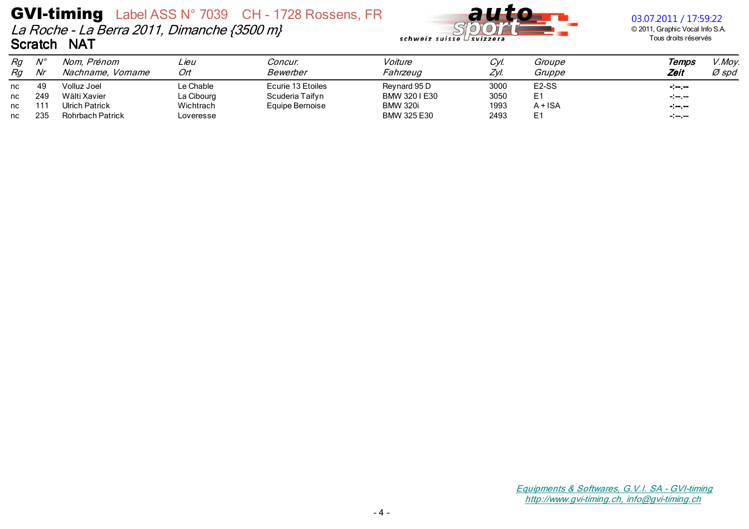# GVI-timing

Label ASS N° 7039 CH - 1728 Rossens, FR

*La Roche - La Berra 2011, Dimanche {3500 m}*

**Scratch NAT**

03.07.2011 / 17:59:22

© 2011, Graphic Vocal Info S.A.
Tous droits réservés

| *Rg* *Rg* | *N°* *Nr* | *Nom, Prénom* *Nachname, Vorname* | *Lieu* *Ort* | *Concur.* *Bewerber* | *Voiture* *Fahrzeug* | *Cyl.* *Zyl.* | *Groupe* *Gruppe* | ***Temps*** ***Zeit*** | *V.Moy.* *Ø spd* |
|---|---|---|---|---|---|---|---|---|---|
| nc | 49 | Volluz Joel | Le Chable | Ecurie 13 Etoiles | Reynard 95 D | 3000 | E2-SS | **-:--.--** | |
| nc | 249 | Wälti Xavier | La Cibourg | Scuderia Taifyn | BMW 320 I E30 | 3050 | E1 | -:--.-- | |
| nc | 111 | Ulrich Patrick | Wichtrach | Equipe Bernoise | BMW 320i | 1993 | A + ISA | **-:--.--** | |
| nc | 235 | Rohrbach Patrick | Loveresse | | BMW 325 E30 | 2493 | E1 | -:--.-- | |

*Equipments & Softwares, G.V.I. SA - GVI-timing*
*http://www.gvi-timing.ch, info@gvi-timing.ch*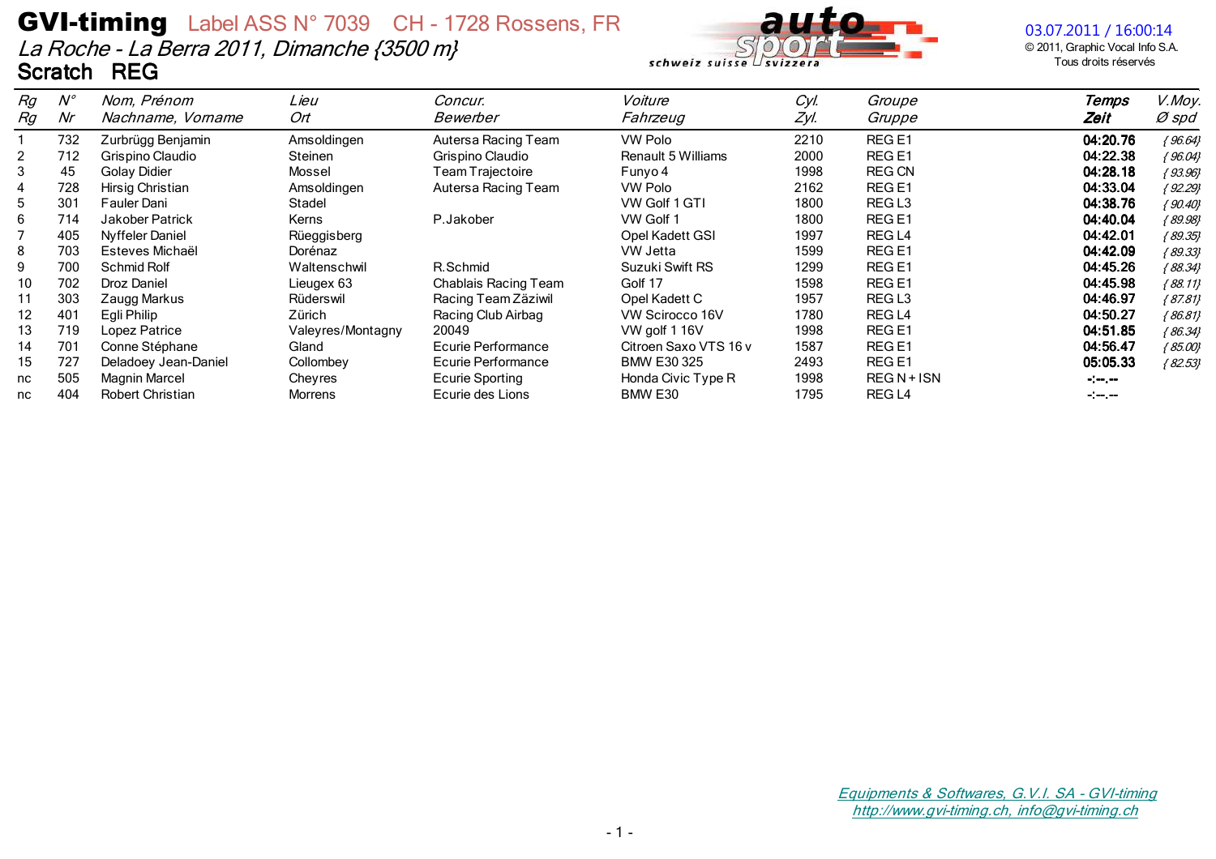# GVI-timing Label ASS N° 7039 CH - 1728 Rossens, FR

*La Roche - La Berra 2011, Dimanche {3500 m}*

**Scratch REG**

03.07.2011 / 16:00:14
© 2011, Graphic Vocal Info S.A.
Tous droits réservés

| *Rg* *Rg* | *N°* *Nr* | *Nom, Prénom* *Nachname, Vorname* | *Lieu* *Ort* | *Concur.* *Bewerber* | *Voiture* *Fahrzeug* | *Cyl.* *Zyl.* | *Groupe* *Gruppe* | *Temps* ***Zeit*** | *V.Moy.* *Ø spd* |
|---|---|---|---|---|---|---|---|---|---|
| 1 | 732 | Zurbrügg Benjamin | Amsoldingen | Autersa Racing Team | VW Polo | 2210 | REG E1 | **04:20.76** | *{ 96.64}* |
| 2 | 712 | Grispino Claudio | Steinen | Grispino Claudio | Renault 5 Williams | 2000 | REG E1 | **04:22.38** | *{ 96.04}* |
| 3 | 45 | Golay Didier | Mossel | Team Trajectoire | Funyo 4 | 1998 | REG CN | **04:28.18** | *{ 93.96}* |
| 4 | 728 | Hirsig Christian | Amsoldingen | Autersa Racing Team | VW Polo | 2162 | REG E1 | **04:33.04** | *{ 92.29}* |
| 5 | 301 | Fauler Dani | Stadel | | VW Golf 1 GTI | 1800 | REG L3 | **04:38.76** | *{ 90.40}* |
| 6 | 714 | Jakober Patrick | Kerns | P.Jakober | VW Golf 1 | 1800 | REG E1 | **04:40.04** | *{ 89.98}* |
| 7 | 405 | Nyffeler Daniel | Rüeggisberg | | Opel Kadett GSI | 1997 | REG L4 | **04:42.01** | *{ 89.35}* |
| 8 | 703 | Esteves Michaël | Dorénaz | | VW Jetta | 1599 | REG E1 | **04:42.09** | *{ 89.33}* |
| 9 | 700 | Schmid Rolf | Waltenschwil | R.Schmid | Suzuki Swift RS | 1299 | REG E1 | **04:45.26** | *{ 88.34}* |
| 10 | 702 | Droz Daniel | Lieugex 63 | Chablais Racing Team | Golf 17 | 1598 | REG E1 | **04:45.98** | *{ 88.11}* |
| 11 | 303 | Zaugg Markus | Rüderswil | Racing Team Zäziwil | Opel Kadett C | 1957 | REG L3 | **04:46.97** | *{ 87.81}* |
| 12 | 401 | Egli Philip | Zürich | Racing Club Airbag | VW Scirocco 16V | 1780 | REG L4 | **04:50.27** | *{ 86.81}* |
| 13 | 719 | Lopez Patrice | Valeyres/Montagny | 20049 | VW golf 1 16V | 1998 | REG E1 | **04:51.85** | *{ 86.34}* |
| 14 | 701 | Conne Stéphane | Gland | Ecurie Performance | Citroen Saxo VTS 16 v | 1587 | REG E1 | **04:56.47** | *{ 85.00}* |
| 15 | 727 | Deladoey Jean-Daniel | Collombey | Ecurie Performance | BMW E30 325 | 2493 | REG E1 | **05:05.33** | *{ 82.53}* |
| nc | 505 | Magnin Marcel | Cheyres | Ecurie Sporting | Honda Civic Type R | 1998 | REG N + ISN | **-:--.--** | |
| nc | 404 | Robert Christian | Morrens | Ecurie des Lions | BMW E30 | 1795 | REG L4 | **-:--.--** | |

*Equipments & Softwares, G.V.I. SA - GVI-timing*
*http://www.gvi-timing.ch, info@gvi-timing.ch*